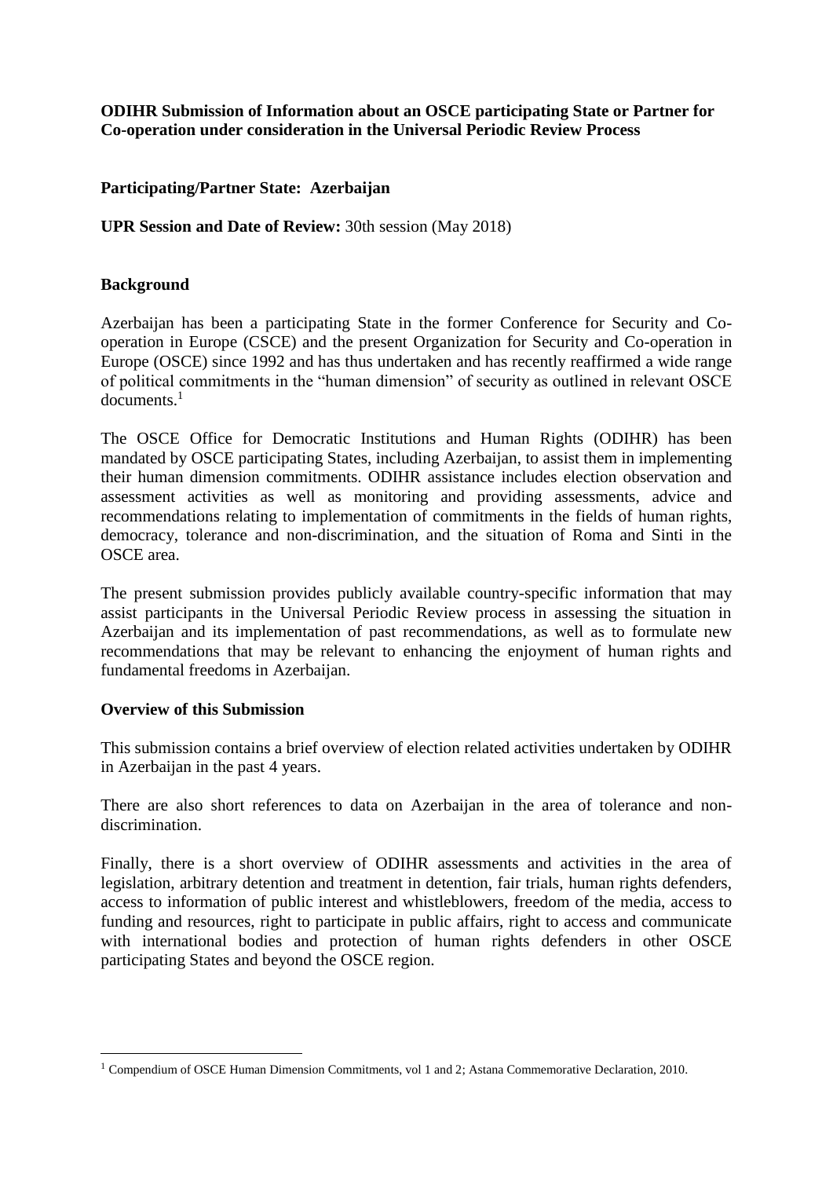**ODIHR Submission of Information about an OSCE participating State or Partner for Co-operation under consideration in the Universal Periodic Review Process**

**Participating/Partner State: Azerbaijan**

**UPR Session and Date of Review:** 30th session (May 2018)

**Background**

Azerbaijan has been a participating State in the former Conference for Security and Co-operation in Europe (CSCE) and the present Organization for Security and Co-operation in Europe (OSCE) since 1992 and has thus undertaken and has recently reaffirmed a wide range of political commitments in the "human dimension" of security as outlined in relevant OSCE documents.[1]

The OSCE Office for Democratic Institutions and Human Rights (ODIHR) has been mandated by OSCE participating States, including Azerbaijan, to assist them in implementing their human dimension commitments. ODIHR assistance includes election observation and assessment activities as well as monitoring and providing assessments, advice and recommendations relating to implementation of commitments in the fields of human rights, democracy, tolerance and non-discrimination, and the situation of Roma and Sinti in the OSCE area.

The present submission provides publicly available country-specific information that may assist participants in the Universal Periodic Review process in assessing the situation in Azerbaijan and its implementation of past recommendations, as well as to formulate new recommendations that may be relevant to enhancing the enjoyment of human rights and fundamental freedoms in Azerbaijan.

**Overview of this Submission**

This submission contains a brief overview of election related activities undertaken by ODIHR in Azerbaijan in the past 4 years.

There are also short references to data on Azerbaijan in the area of tolerance and non-discrimination.

Finally, there is a short overview of ODIHR assessments and activities in the area of legislation, arbitrary detention and treatment in detention, fair trials, human rights defenders, access to information of public interest and whistleblowers, freedom of the media, access to funding and resources, right to participate in public affairs, right to access and communicate with international bodies and protection of human rights defenders in other OSCE participating States and beyond the OSCE region.

---

[1] Compendium of OSCE Human Dimension Commitments, vol 1 and 2; Astana Commemorative Declaration, 2010.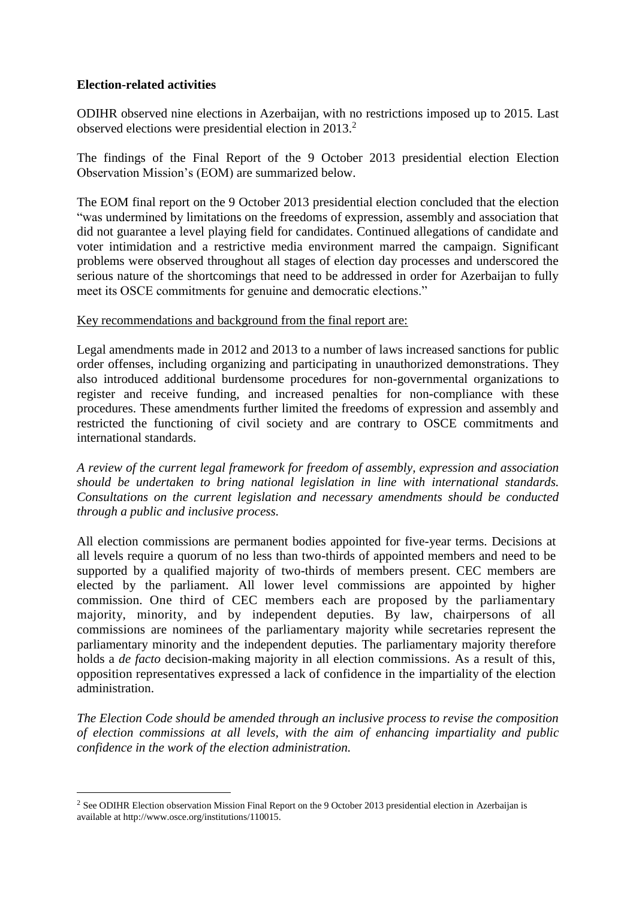**Election-related activities**

ODIHR observed nine elections in Azerbaijan, with no restrictions imposed up to 2015. Last observed elections were presidential election in 2013.[2]

The findings of the Final Report of the 9 October 2013 presidential election Election Observation Mission's (EOM) are summarized below.

The EOM final report on the 9 October 2013 presidential election concluded that the election "was undermined by limitations on the freedoms of expression, assembly and association that did not guarantee a level playing field for candidates. Continued allegations of candidate and voter intimidation and a restrictive media environment marred the campaign. Significant problems were observed throughout all stages of election day processes and underscored the serious nature of the shortcomings that need to be addressed in order for Azerbaijan to fully meet its OSCE commitments for genuine and democratic elections."

Key recommendations and background from the final report are:

Legal amendments made in 2012 and 2013 to a number of laws increased sanctions for public order offenses, including organizing and participating in unauthorized demonstrations. They also introduced additional burdensome procedures for non-governmental organizations to register and receive funding, and increased penalties for non-compliance with these procedures. These amendments further limited the freedoms of expression and assembly and restricted the functioning of civil society and are contrary to OSCE commitments and international standards.

*A review of the current legal framework for freedom of assembly, expression and association should be undertaken to bring national legislation in line with international standards. Consultations on the current legislation and necessary amendments should be conducted through a public and inclusive process.*

All election commissions are permanent bodies appointed for five-year terms. Decisions at all levels require a quorum of no less than two-thirds of appointed members and need to be supported by a qualified majority of two-thirds of members present. CEC members are elected by the parliament. All lower level commissions are appointed by higher commission. One third of CEC members each are proposed by the parliamentary majority, minority, and by independent deputies. By law, chairpersons of all commissions are nominees of the parliamentary majority while secretaries represent the parliamentary minority and the independent deputies. The parliamentary majority therefore holds a *de facto* decision-making majority in all election commissions. As a result of this, opposition representatives expressed a lack of confidence in the impartiality of the election administration.

*The Election Code should be amended through an inclusive process to revise the composition of election commissions at all levels, with the aim of enhancing impartiality and public confidence in the work of the election administration.*

[2] See ODIHR Election observation Mission Final Report on the 9 October 2013 presidential election in Azerbaijan is available at http://www.osce.org/institutions/110015.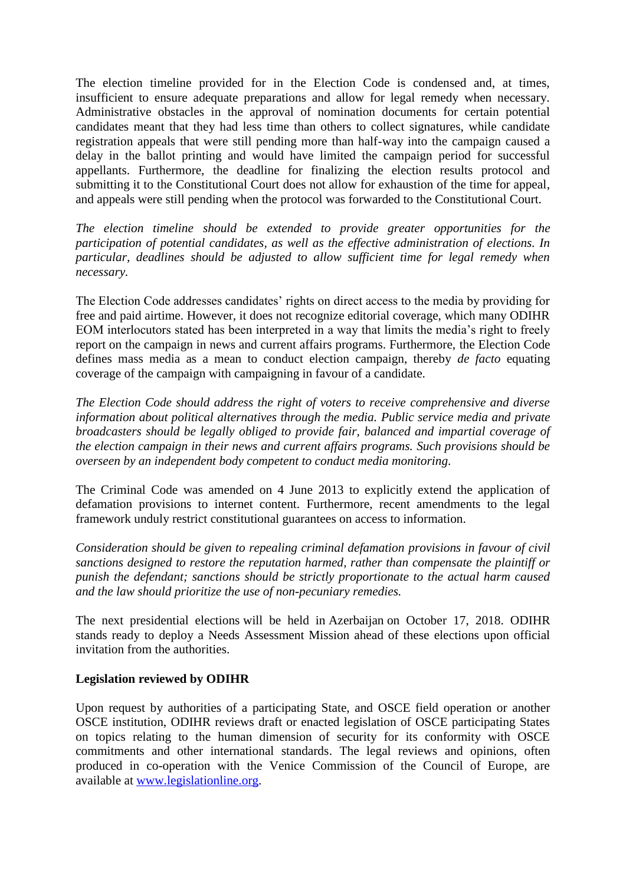The election timeline provided for in the Election Code is condensed and, at times, insufficient to ensure adequate preparations and allow for legal remedy when necessary. Administrative obstacles in the approval of nomination documents for certain potential candidates meant that they had less time than others to collect signatures, while candidate registration appeals that were still pending more than half-way into the campaign caused a delay in the ballot printing and would have limited the campaign period for successful appellants. Furthermore, the deadline for finalizing the election results protocol and submitting it to the Constitutional Court does not allow for exhaustion of the time for appeal, and appeals were still pending when the protocol was forwarded to the Constitutional Court.

*The election timeline should be extended to provide greater opportunities for the participation of potential candidates, as well as the effective administration of elections. In particular, deadlines should be adjusted to allow sufficient time for legal remedy when necessary.*

The Election Code addresses candidates' rights on direct access to the media by providing for free and paid airtime. However, it does not recognize editorial coverage, which many ODIHR EOM interlocutors stated has been interpreted in a way that limits the media's right to freely report on the campaign in news and current affairs programs. Furthermore, the Election Code defines mass media as a mean to conduct election campaign, thereby *de facto* equating coverage of the campaign with campaigning in favour of a candidate.

*The Election Code should address the right of voters to receive comprehensive and diverse information about political alternatives through the media. Public service media and private broadcasters should be legally obliged to provide fair, balanced and impartial coverage of the election campaign in their news and current affairs programs. Such provisions should be overseen by an independent body competent to conduct media monitoring.*

The Criminal Code was amended on 4 June 2013 to explicitly extend the application of defamation provisions to internet content. Furthermore, recent amendments to the legal framework unduly restrict constitutional guarantees on access to information.

*Consideration should be given to repealing criminal defamation provisions in favour of civil sanctions designed to restore the reputation harmed, rather than compensate the plaintiff or punish the defendant; sanctions should be strictly proportionate to the actual harm caused and the law should prioritize the use of non-pecuniary remedies.*

The next presidential elections will be held in Azerbaijan on October 17, 2018. ODIHR stands ready to deploy a Needs Assessment Mission ahead of these elections upon official invitation from the authorities.

**Legislation reviewed by ODIHR**

Upon request by authorities of a participating State, and OSCE field operation or another OSCE institution, ODIHR reviews draft or enacted legislation of OSCE participating States on topics relating to the human dimension of security for its conformity with OSCE commitments and other international standards. The legal reviews and opinions, often produced in co-operation with the Venice Commission of the Council of Europe, are available at [www.legislationline.org](http://www.legislationline.org).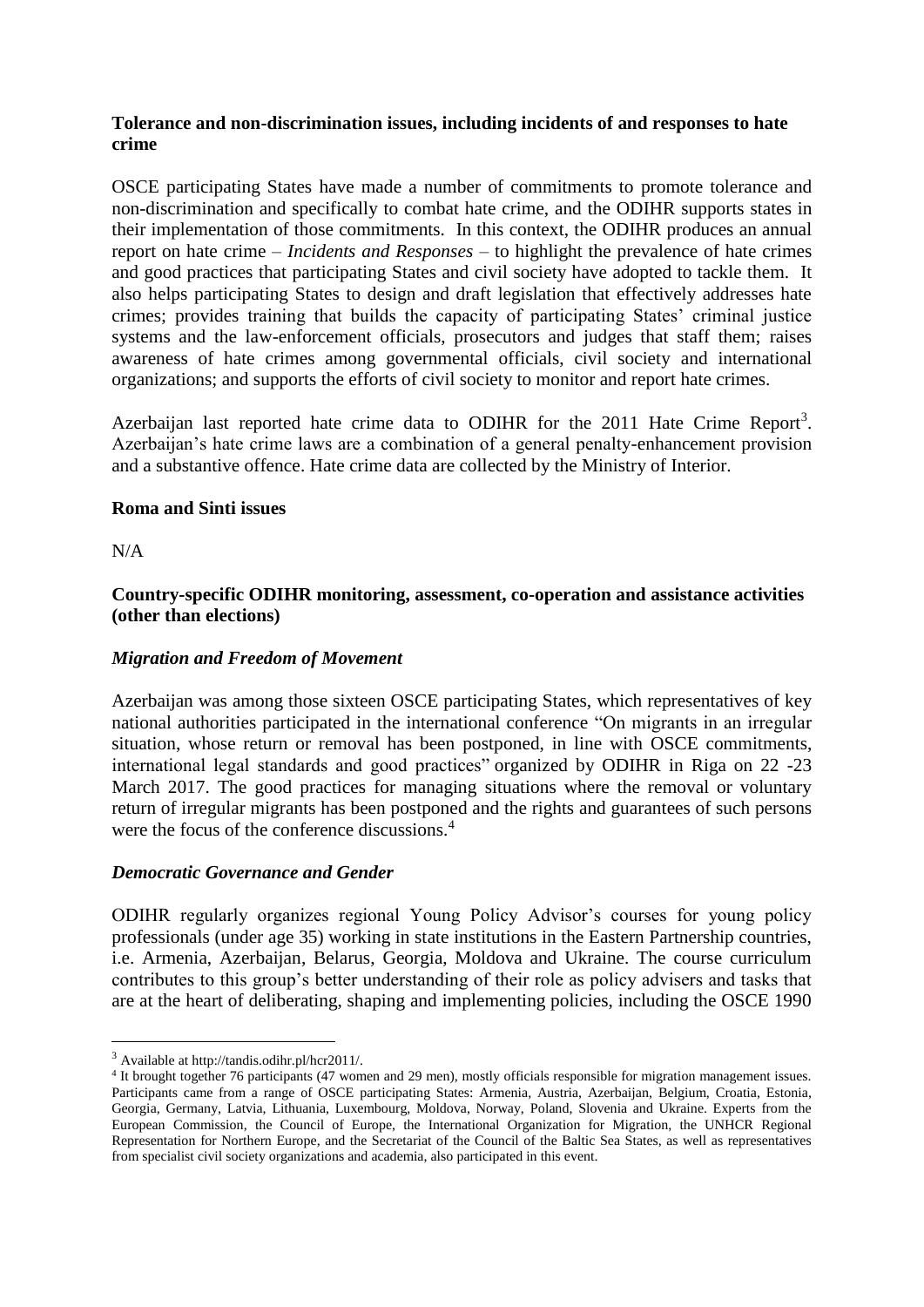**Tolerance and non-discrimination issues, including incidents of and responses to hate crime**

OSCE participating States have made a number of commitments to promote tolerance and non-discrimination and specifically to combat hate crime, and the ODIHR supports states in their implementation of those commitments. In this context, the ODIHR produces an annual report on hate crime – *Incidents and Responses* – to highlight the prevalence of hate crimes and good practices that participating States and civil society have adopted to tackle them. It also helps participating States to design and draft legislation that effectively addresses hate crimes; provides training that builds the capacity of participating States' criminal justice systems and the law-enforcement officials, prosecutors and judges that staff them; raises awareness of hate crimes among governmental officials, civil society and international organizations; and supports the efforts of civil society to monitor and report hate crimes.

Azerbaijan last reported hate crime data to ODIHR for the 2011 Hate Crime Report[3]. Azerbaijan's hate crime laws are a combination of a general penalty-enhancement provision and a substantive offence. Hate crime data are collected by the Ministry of Interior.

**Roma and Sinti issues**

N/A

**Country-specific ODIHR monitoring, assessment, co-operation and assistance activities (other than elections)**

***Migration and Freedom of Movement***

Azerbaijan was among those sixteen OSCE participating States, which representatives of key national authorities participated in the international conference "On migrants in an irregular situation, whose return or removal has been postponed, in line with OSCE commitments, international legal standards and good practices" organized by ODIHR in Riga on 22 -23 March 2017. The good practices for managing situations where the removal or voluntary return of irregular migrants has been postponed and the rights and guarantees of such persons were the focus of the conference discussions.[4]

***Democratic Governance and Gender***

ODIHR regularly organizes regional Young Policy Advisor's courses for young policy professionals (under age 35) working in state institutions in the Eastern Partnership countries, i.e. Armenia, Azerbaijan, Belarus, Georgia, Moldova and Ukraine. The course curriculum contributes to this group's better understanding of their role as policy advisers and tasks that are at the heart of deliberating, shaping and implementing policies, including the OSCE 1990

---

[3] Available at http://tandis.odihr.pl/hcr2011/.

[4] It brought together 76 participants (47 women and 29 men), mostly officials responsible for migration management issues. Participants came from a range of OSCE participating States: Armenia, Austria, Azerbaijan, Belgium, Croatia, Estonia, Georgia, Germany, Latvia, Lithuania, Luxembourg, Moldova, Norway, Poland, Slovenia and Ukraine. Experts from the European Commission, the Council of Europe, the International Organization for Migration, the UNHCR Regional Representation for Northern Europe, and the Secretariat of the Council of the Baltic Sea States, as well as representatives from specialist civil society organizations and academia, also participated in this event.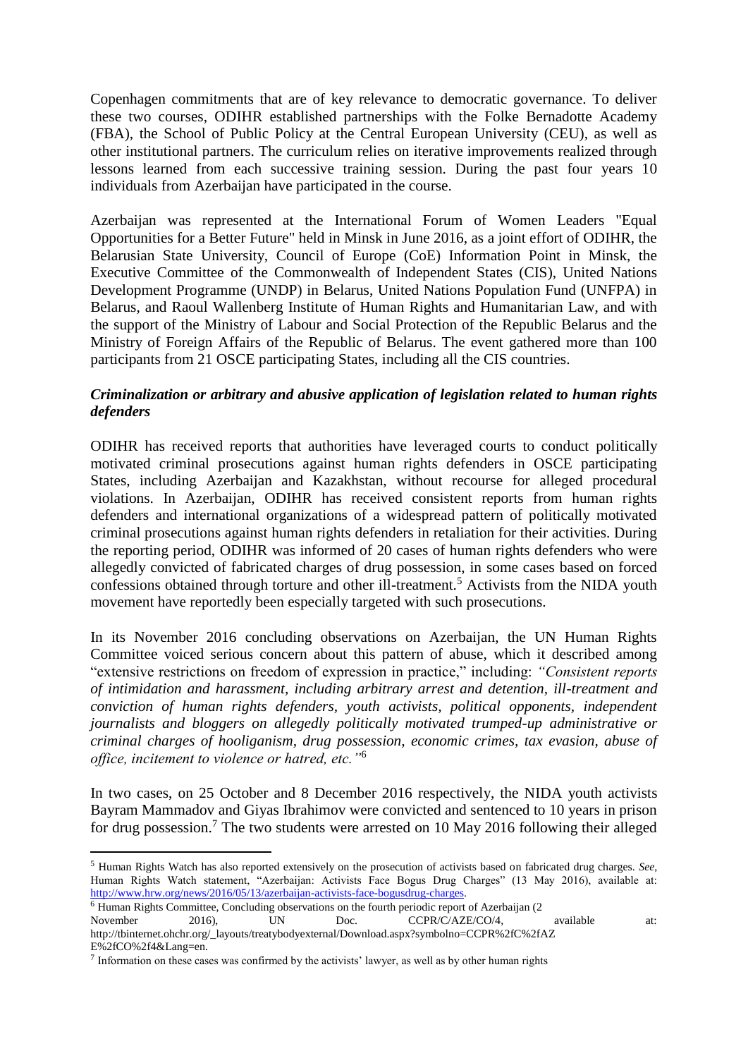Copenhagen commitments that are of key relevance to democratic governance. To deliver these two courses, ODIHR established partnerships with the Folke Bernadotte Academy (FBA), the School of Public Policy at the Central European University (CEU), as well as other institutional partners. The curriculum relies on iterative improvements realized through lessons learned from each successive training session. During the past four years 10 individuals from Azerbaijan have participated in the course.

Azerbaijan was represented at the International Forum of Women Leaders "Equal Opportunities for a Better Future" held in Minsk in June 2016, as a joint effort of ODIHR, the Belarusian State University, Council of Europe (CoE) Information Point in Minsk, the Executive Committee of the Commonwealth of Independent States (CIS), United Nations Development Programme (UNDP) in Belarus, United Nations Population Fund (UNFPA) in Belarus, and Raoul Wallenberg Institute of Human Rights and Humanitarian Law, and with the support of the Ministry of Labour and Social Protection of the Republic Belarus and the Ministry of Foreign Affairs of the Republic of Belarus. The event gathered more than 100 participants from 21 OSCE participating States, including all the CIS countries.

***Criminalization or arbitrary and abusive application of legislation related to human rights defenders***

ODIHR has received reports that authorities have leveraged courts to conduct politically motivated criminal prosecutions against human rights defenders in OSCE participating States, including Azerbaijan and Kazakhstan, without recourse for alleged procedural violations. In Azerbaijan, ODIHR has received consistent reports from human rights defenders and international organizations of a widespread pattern of politically motivated criminal prosecutions against human rights defenders in retaliation for their activities. During the reporting period, ODIHR was informed of 20 cases of human rights defenders who were allegedly convicted of fabricated charges of drug possession, in some cases based on forced confessions obtained through torture and other ill-treatment.[5] Activists from the NIDA youth movement have reportedly been especially targeted with such prosecutions.

In its November 2016 concluding observations on Azerbaijan, the UN Human Rights Committee voiced serious concern about this pattern of abuse, which it described among "extensive restrictions on freedom of expression in practice," including: *"Consistent reports of intimidation and harassment, including arbitrary arrest and detention, ill-treatment and conviction of human rights defenders, youth activists, political opponents, independent journalists and bloggers on allegedly politically motivated trumped-up administrative or criminal charges of hooliganism, drug possession, economic crimes, tax evasion, abuse of office, incitement to violence or hatred, etc."*[6]

In two cases, on 25 October and 8 December 2016 respectively, the NIDA youth activists Bayram Mammadov and Giyas Ibrahimov were convicted and sentenced to 10 years in prison for drug possession.[7] The two students were arrested on 10 May 2016 following their alleged

---

[5] Human Rights Watch has also reported extensively on the prosecution of activists based on fabricated drug charges. *See*, Human Rights Watch statement, "Azerbaijan: Activists Face Bogus Drug Charges" (13 May 2016), available at: http://www.hrw.org/news/2016/05/13/azerbaijan-activists-face-bogusdrug-charges.

[6] Human Rights Committee, Concluding observations on the fourth periodic report of Azerbaijan (2 November 2016), UN Doc. CCPR/C/AZE/CO/4, available at: http://tbinternet.ohchr.org/_layouts/treatybodyexternal/Download.aspx?symbolno=CCPR%2fC%2fAZE%2fCO%2f4&Lang=en.

[7] Information on these cases was confirmed by the activists' lawyer, as well as by other human rights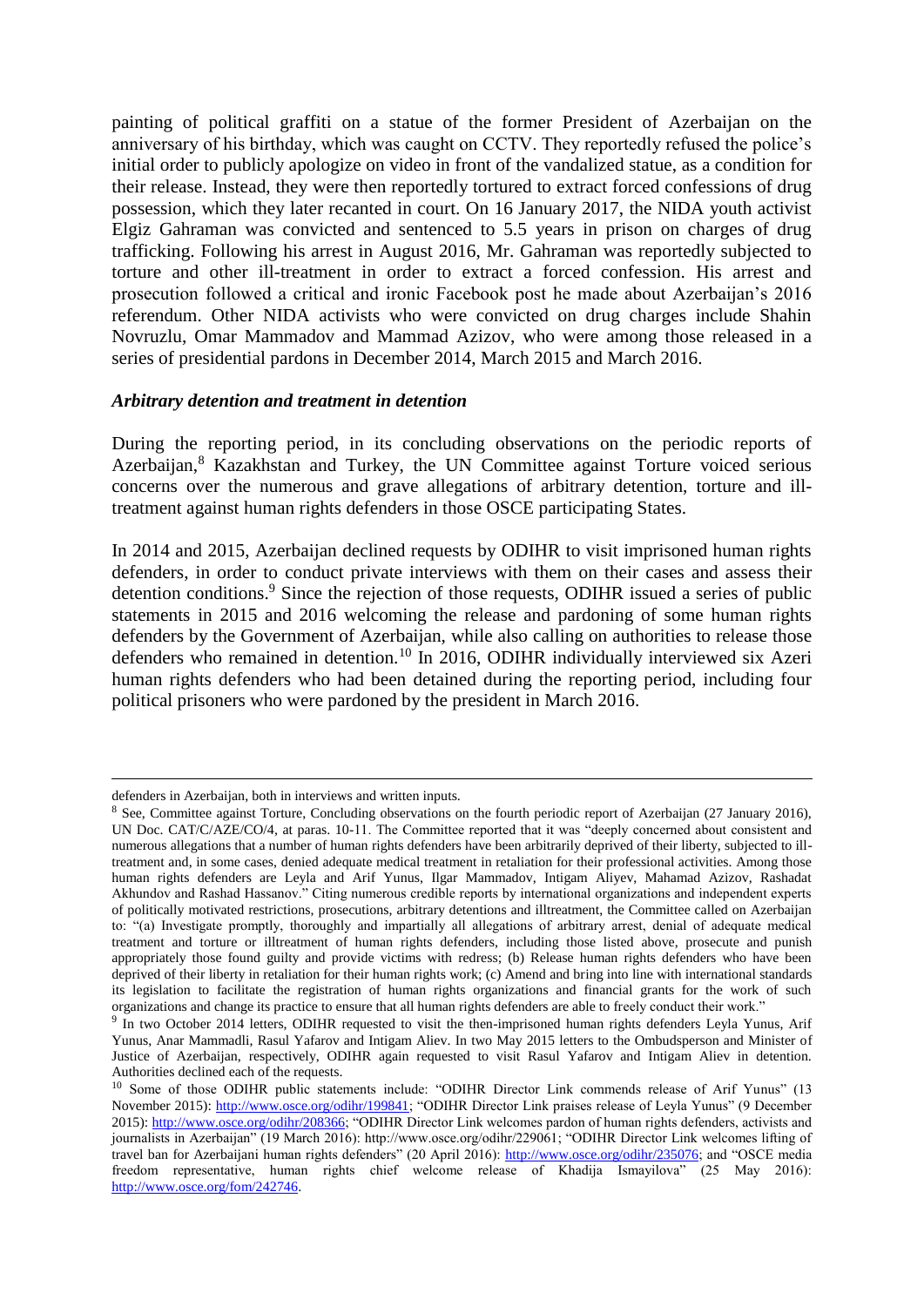painting of political graffiti on a statue of the former President of Azerbaijan on the anniversary of his birthday, which was caught on CCTV. They reportedly refused the police's initial order to publicly apologize on video in front of the vandalized statue, as a condition for their release. Instead, they were then reportedly tortured to extract forced confessions of drug possession, which they later recanted in court. On 16 January 2017, the NIDA youth activist Elgiz Gahraman was convicted and sentenced to 5.5 years in prison on charges of drug trafficking. Following his arrest in August 2016, Mr. Gahraman was reportedly subjected to torture and other ill-treatment in order to extract a forced confession. His arrest and prosecution followed a critical and ironic Facebook post he made about Azerbaijan's 2016 referendum. Other NIDA activists who were convicted on drug charges include Shahin Novruzlu, Omar Mammadov and Mammad Azizov, who were among those released in a series of presidential pardons in December 2014, March 2015 and March 2016.

### *Arbitrary detention and treatment in detention*

During the reporting period, in its concluding observations on the periodic reports of Azerbaijan,[8] Kazakhstan and Turkey, the UN Committee against Torture voiced serious concerns over the numerous and grave allegations of arbitrary detention, torture and ill-treatment against human rights defenders in those OSCE participating States.

In 2014 and 2015, Azerbaijan declined requests by ODIHR to visit imprisoned human rights defenders, in order to conduct private interviews with them on their cases and assess their detention conditions.[9] Since the rejection of those requests, ODIHR issued a series of public statements in 2015 and 2016 welcoming the release and pardoning of some human rights defenders by the Government of Azerbaijan, while also calling on authorities to release those defenders who remained in detention.[10] In 2016, ODIHR individually interviewed six Azeri human rights defenders who had been detained during the reporting period, including four political prisoners who were pardoned by the president in March 2016.

---

defenders in Azerbaijan, both in interviews and written inputs.

[8] See, Committee against Torture, Concluding observations on the fourth periodic report of Azerbaijan (27 January 2016), UN Doc. CAT/C/AZE/CO/4, at paras. 10-11. The Committee reported that it was "deeply concerned about consistent and numerous allegations that a number of human rights defenders have been arbitrarily deprived of their liberty, subjected to ill-treatment and, in some cases, denied adequate medical treatment in retaliation for their professional activities. Among those human rights defenders are Leyla and Arif Yunus, Ilgar Mammadov, Intigam Aliyev, Mahamad Azizov, Rashadat Akhundov and Rashad Hassanov." Citing numerous credible reports by international organizations and independent experts of politically motivated restrictions, prosecutions, arbitrary detentions and illtreatment, the Committee called on Azerbaijan to: "(a) Investigate promptly, thoroughly and impartially all allegations of arbitrary arrest, denial of adequate medical treatment and torture or illtreatment of human rights defenders, including those listed above, prosecute and punish appropriately those found guilty and provide victims with redress; (b) Release human rights defenders who have been deprived of their liberty in retaliation for their human rights work; (c) Amend and bring into line with international standards its legislation to facilitate the registration of human rights organizations and financial grants for the work of such organizations and change its practice to ensure that all human rights defenders are able to freely conduct their work."

[9] In two October 2014 letters, ODIHR requested to visit the then-imprisoned human rights defenders Leyla Yunus, Arif Yunus, Anar Mammadli, Rasul Yafarov and Intigam Aliev. In two May 2015 letters to the Ombudsperson and Minister of Justice of Azerbaijan, respectively, ODIHR again requested to visit Rasul Yafarov and Intigam Aliev in detention. Authorities declined each of the requests.

[10] Some of those ODIHR public statements include: "ODIHR Director Link commends release of Arif Yunus" (13 November 2015): http://www.osce.org/odihr/199841; "ODIHR Director Link praises release of Leyla Yunus" (9 December 2015): http://www.osce.org/odihr/208366; "ODIHR Director Link welcomes pardon of human rights defenders, activists and journalists in Azerbaijan" (19 March 2016): http://www.osce.org/odihr/229061; "ODIHR Director Link welcomes lifting of travel ban for Azerbaijani human rights defenders" (20 April 2016): http://www.osce.org/odihr/235076; and "OSCE media freedom representative, human rights chief welcome release of Khadija Ismayilova" (25 May 2016): http://www.osce.org/fom/242746.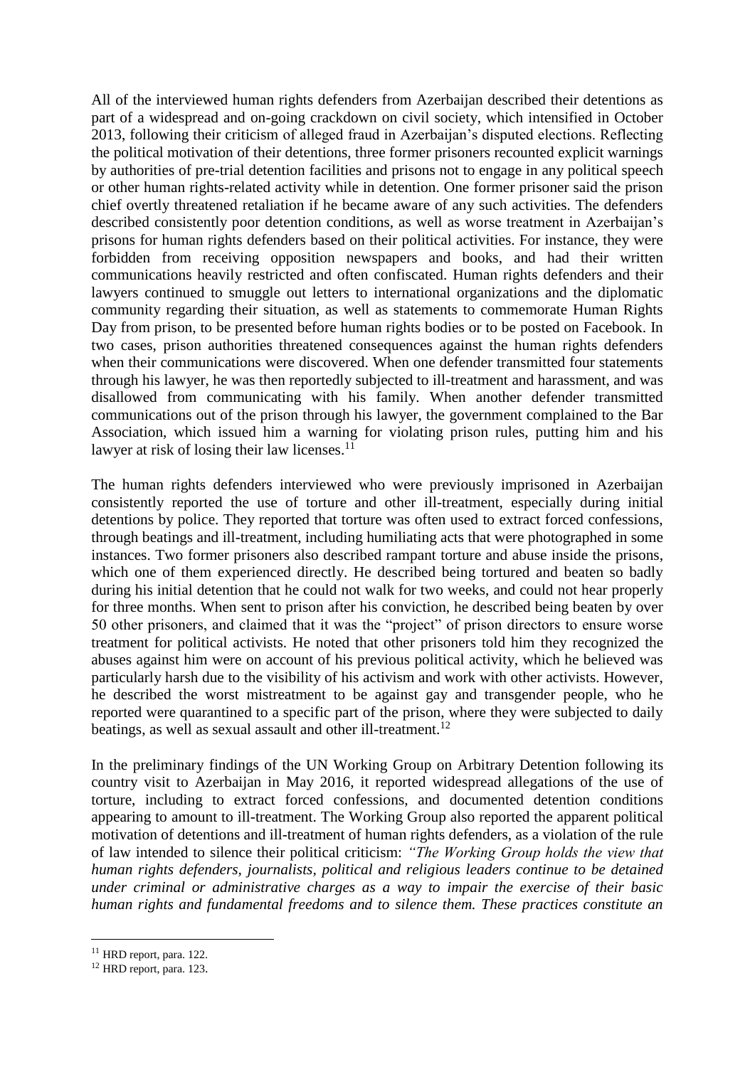All of the interviewed human rights defenders from Azerbaijan described their detentions as part of a widespread and on-going crackdown on civil society, which intensified in October 2013, following their criticism of alleged fraud in Azerbaijan's disputed elections. Reflecting the political motivation of their detentions, three former prisoners recounted explicit warnings by authorities of pre-trial detention facilities and prisons not to engage in any political speech or other human rights-related activity while in detention. One former prisoner said the prison chief overtly threatened retaliation if he became aware of any such activities. The defenders described consistently poor detention conditions, as well as worse treatment in Azerbaijan's prisons for human rights defenders based on their political activities. For instance, they were forbidden from receiving opposition newspapers and books, and had their written communications heavily restricted and often confiscated. Human rights defenders and their lawyers continued to smuggle out letters to international organizations and the diplomatic community regarding their situation, as well as statements to commemorate Human Rights Day from prison, to be presented before human rights bodies or to be posted on Facebook. In two cases, prison authorities threatened consequences against the human rights defenders when their communications were discovered. When one defender transmitted four statements through his lawyer, he was then reportedly subjected to ill-treatment and harassment, and was disallowed from communicating with his family. When another defender transmitted communications out of the prison through his lawyer, the government complained to the Bar Association, which issued him a warning for violating prison rules, putting him and his lawyer at risk of losing their law licenses.[11]

The human rights defenders interviewed who were previously imprisoned in Azerbaijan consistently reported the use of torture and other ill-treatment, especially during initial detentions by police. They reported that torture was often used to extract forced confessions, through beatings and ill-treatment, including humiliating acts that were photographed in some instances. Two former prisoners also described rampant torture and abuse inside the prisons, which one of them experienced directly. He described being tortured and beaten so badly during his initial detention that he could not walk for two weeks, and could not hear properly for three months. When sent to prison after his conviction, he described being beaten by over 50 other prisoners, and claimed that it was the "project" of prison directors to ensure worse treatment for political activists. He noted that other prisoners told him they recognized the abuses against him were on account of his previous political activity, which he believed was particularly harsh due to the visibility of his activism and work with other activists. However, he described the worst mistreatment to be against gay and transgender people, who he reported were quarantined to a specific part of the prison, where they were subjected to daily beatings, as well as sexual assault and other ill-treatment.[12]

In the preliminary findings of the UN Working Group on Arbitrary Detention following its country visit to Azerbaijan in May 2016, it reported widespread allegations of the use of torture, including to extract forced confessions, and documented detention conditions appearing to amount to ill-treatment. The Working Group also reported the apparent political motivation of detentions and ill-treatment of human rights defenders, as a violation of the rule of law intended to silence their political criticism: *"The Working Group holds the view that human rights defenders, journalists, political and religious leaders continue to be detained under criminal or administrative charges as a way to impair the exercise of their basic human rights and fundamental freedoms and to silence them. These practices constitute an*

[11] HRD report, para. 122.

[12] HRD report, para. 123.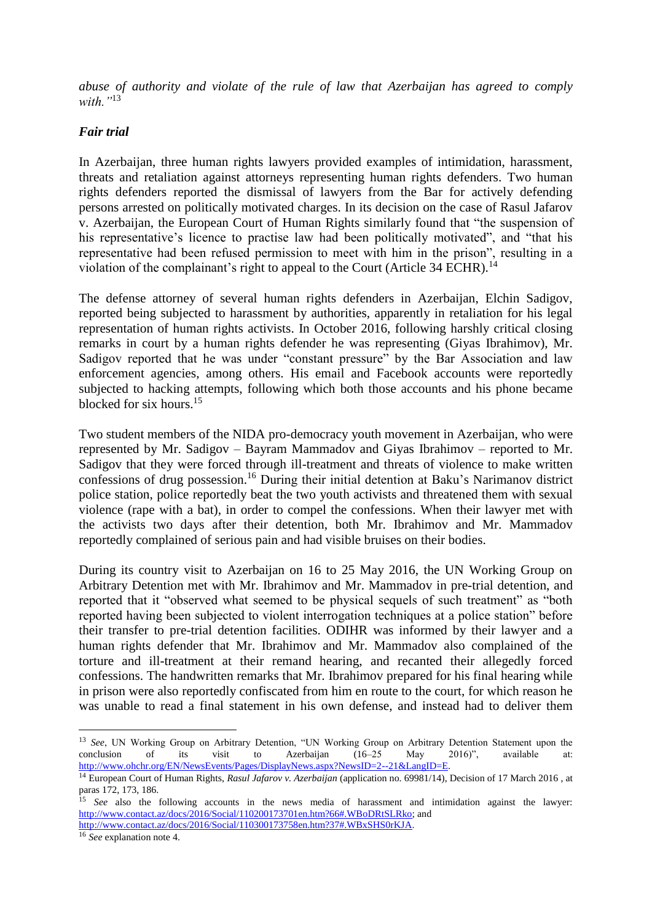*abuse of authority and violate of the rule of law that Azerbaijan has agreed to comply with."*[13]

***Fair trial***

In Azerbaijan, three human rights lawyers provided examples of intimidation, harassment, threats and retaliation against attorneys representing human rights defenders. Two human rights defenders reported the dismissal of lawyers from the Bar for actively defending persons arrested on politically motivated charges. In its decision on the case of Rasul Jafarov v. Azerbaijan, the European Court of Human Rights similarly found that "the suspension of his representative's licence to practise law had been politically motivated", and "that his representative had been refused permission to meet with him in the prison", resulting in a violation of the complainant's right to appeal to the Court (Article 34 ECHR).[14]

The defense attorney of several human rights defenders in Azerbaijan, Elchin Sadigov, reported being subjected to harassment by authorities, apparently in retaliation for his legal representation of human rights activists. In October 2016, following harshly critical closing remarks in court by a human rights defender he was representing (Giyas Ibrahimov), Mr. Sadigov reported that he was under "constant pressure" by the Bar Association and law enforcement agencies, among others. His email and Facebook accounts were reportedly subjected to hacking attempts, following which both those accounts and his phone became blocked for six hours.[15]

Two student members of the NIDA pro-democracy youth movement in Azerbaijan, who were represented by Mr. Sadigov – Bayram Mammadov and Giyas Ibrahimov – reported to Mr. Sadigov that they were forced through ill-treatment and threats of violence to make written confessions of drug possession.[16] During their initial detention at Baku's Narimanov district police station, police reportedly beat the two youth activists and threatened them with sexual violence (rape with a bat), in order to compel the confessions. When their lawyer met with the activists two days after their detention, both Mr. Ibrahimov and Mr. Mammadov reportedly complained of serious pain and had visible bruises on their bodies.

During its country visit to Azerbaijan on 16 to 25 May 2016, the UN Working Group on Arbitrary Detention met with Mr. Ibrahimov and Mr. Mammadov in pre-trial detention, and reported that it "observed what seemed to be physical sequels of such treatment" as "both reported having been subjected to violent interrogation techniques at a police station" before their transfer to pre-trial detention facilities. ODIHR was informed by their lawyer and a human rights defender that Mr. Ibrahimov and Mr. Mammadov also complained of the torture and ill-treatment at their remand hearing, and recanted their allegedly forced confessions. The handwritten remarks that Mr. Ibrahimov prepared for his final hearing while in prison were also reportedly confiscated from him en route to the court, for which reason he was unable to read a final statement in his own defense, and instead had to deliver them

---

[13] *See*, UN Working Group on Arbitrary Detention, "UN Working Group on Arbitrary Detention Statement upon the conclusion of its visit to Azerbaijan (16–25 May 2016)", available at: http://www.ohchr.org/EN/NewsEvents/Pages/DisplayNews.aspx?NewsID=2--21&LangID=E.

[14] European Court of Human Rights, *Rasul Jafarov v. Azerbaijan* (application no. 69981/14), Decision of 17 March 2016 , at paras 172, 173, 186.

[15] *See* also the following accounts in the news media of harassment and intimidation against the lawyer: http://www.contact.az/docs/2016/Social/110200173701en.htm?66#.WBoDRtSLRko; and http://www.contact.az/docs/2016/Social/110300173758en.htm?37#.WBxSHS0rKJA.

[16] *See* explanation note 4.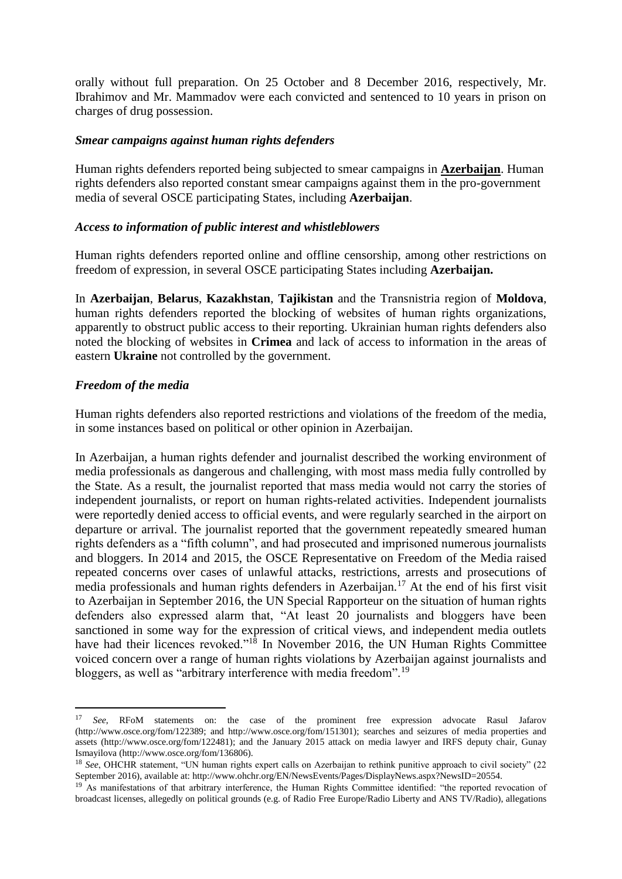orally without full preparation. On 25 October and 8 December 2016, respectively, Mr. Ibrahimov and Mr. Mammadov were each convicted and sentenced to 10 years in prison on charges of drug possession.

### *Smear campaigns against human rights defenders*

Human rights defenders reported being subjected to smear campaigns in **Azerbaijan**. Human rights defenders also reported constant smear campaigns against them in the pro-government media of several OSCE participating States, including **Azerbaijan**.

### *Access to information of public interest and whistleblowers*

Human rights defenders reported online and offline censorship, among other restrictions on freedom of expression, in several OSCE participating States including **Azerbaijan.**

In **Azerbaijan**, **Belarus**, **Kazakhstan**, **Tajikistan** and the Transnistria region of **Moldova**, human rights defenders reported the blocking of websites of human rights organizations, apparently to obstruct public access to their reporting. Ukrainian human rights defenders also noted the blocking of websites in **Crimea** and lack of access to information in the areas of eastern **Ukraine** not controlled by the government.

### *Freedom of the media*

Human rights defenders also reported restrictions and violations of the freedom of the media, in some instances based on political or other opinion in Azerbaijan.

In Azerbaijan, a human rights defender and journalist described the working environment of media professionals as dangerous and challenging, with most mass media fully controlled by the State. As a result, the journalist reported that mass media would not carry the stories of independent journalists, or report on human rights-related activities. Independent journalists were reportedly denied access to official events, and were regularly searched in the airport on departure or arrival. The journalist reported that the government repeatedly smeared human rights defenders as a "fifth column", and had prosecuted and imprisoned numerous journalists and bloggers. In 2014 and 2015, the OSCE Representative on Freedom of the Media raised repeated concerns over cases of unlawful attacks, restrictions, arrests and prosecutions of media professionals and human rights defenders in Azerbaijan.[17] At the end of his first visit to Azerbaijan in September 2016, the UN Special Rapporteur on the situation of human rights defenders also expressed alarm that, "At least 20 journalists and bloggers have been sanctioned in some way for the expression of critical views, and independent media outlets have had their licences revoked."[18] In November 2016, the UN Human Rights Committee voiced concern over a range of human rights violations by Azerbaijan against journalists and bloggers, as well as "arbitrary interference with media freedom".[19]

---

[17] *See*, RFoM statements on: the case of the prominent free expression advocate Rasul Jafarov (http://www.osce.org/fom/122389; and http://www.osce.org/fom/151301); searches and seizures of media properties and assets (http://www.osce.org/fom/122481); and the January 2015 attack on media lawyer and IRFS deputy chair, Gunay Ismayilova (http://www.osce.org/fom/136806).

[18] *See*, OHCHR statement, "UN human rights expert calls on Azerbaijan to rethink punitive approach to civil society" (22 September 2016), available at: http://www.ohchr.org/EN/NewsEvents/Pages/DisplayNews.aspx?NewsID=20554.

[19] As manifestations of that arbitrary interference, the Human Rights Committee identified: "the reported revocation of broadcast licenses, allegedly on political grounds (e.g. of Radio Free Europe/Radio Liberty and ANS TV/Radio), allegations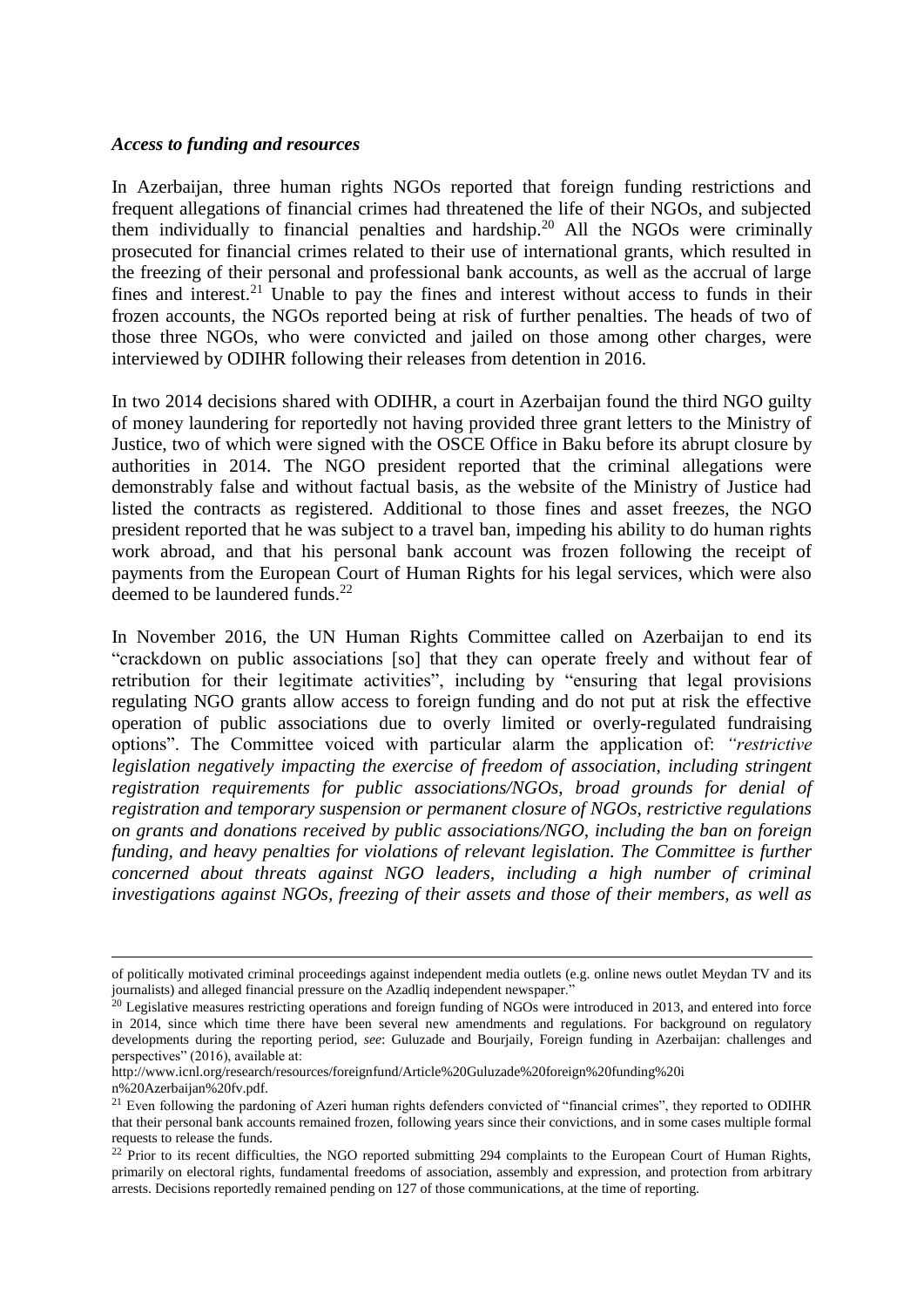### *Access to funding and resources*

In Azerbaijan, three human rights NGOs reported that foreign funding restrictions and frequent allegations of financial crimes had threatened the life of their NGOs, and subjected them individually to financial penalties and hardship.[20] All the NGOs were criminally prosecuted for financial crimes related to their use of international grants, which resulted in the freezing of their personal and professional bank accounts, as well as the accrual of large fines and interest.[21] Unable to pay the fines and interest without access to funds in their frozen accounts, the NGOs reported being at risk of further penalties. The heads of two of those three NGOs, who were convicted and jailed on those among other charges, were interviewed by ODIHR following their releases from detention in 2016.

In two 2014 decisions shared with ODIHR, a court in Azerbaijan found the third NGO guilty of money laundering for reportedly not having provided three grant letters to the Ministry of Justice, two of which were signed with the OSCE Office in Baku before its abrupt closure by authorities in 2014. The NGO president reported that the criminal allegations were demonstrably false and without factual basis, as the website of the Ministry of Justice had listed the contracts as registered. Additional to those fines and asset freezes, the NGO president reported that he was subject to a travel ban, impeding his ability to do human rights work abroad, and that his personal bank account was frozen following the receipt of payments from the European Court of Human Rights for his legal services, which were also deemed to be laundered funds.[22]

In November 2016, the UN Human Rights Committee called on Azerbaijan to end its "crackdown on public associations [so] that they can operate freely and without fear of retribution for their legitimate activities", including by "ensuring that legal provisions regulating NGO grants allow access to foreign funding and do not put at risk the effective operation of public associations due to overly limited or overly-regulated fundraising options". The Committee voiced with particular alarm the application of: *"restrictive legislation negatively impacting the exercise of freedom of association, including stringent registration requirements for public associations/NGOs, broad grounds for denial of registration and temporary suspension or permanent closure of NGOs, restrictive regulations on grants and donations received by public associations/NGO, including the ban on foreign funding, and heavy penalties for violations of relevant legislation. The Committee is further concerned about threats against NGO leaders, including a high number of criminal investigations against NGOs, freezing of their assets and those of their members, as well as*

---

of politically motivated criminal proceedings against independent media outlets (e.g. online news outlet Meydan TV and its journalists) and alleged financial pressure on the Azadliq independent newspaper."

[20] Legislative measures restricting operations and foreign funding of NGOs were introduced in 2013, and entered into force in 2014, since which time there have been several new amendments and regulations. For background on regulatory developments during the reporting period, *see*: Guluzade and Bourjaily, Foreign funding in Azerbaijan: challenges and perspectives" (2016), available at: http://www.icnl.org/research/resources/foreignfund/Article%20Guluzade%20foreign%20funding%20in%20Azerbaijan%20fv.pdf.

[21] Even following the pardoning of Azeri human rights defenders convicted of "financial crimes", they reported to ODIHR that their personal bank accounts remained frozen, following years since their convictions, and in some cases multiple formal requests to release the funds.

[22] Prior to its recent difficulties, the NGO reported submitting 294 complaints to the European Court of Human Rights, primarily on electoral rights, fundamental freedoms of association, assembly and expression, and protection from arbitrary arrests. Decisions reportedly remained pending on 127 of those communications, at the time of reporting.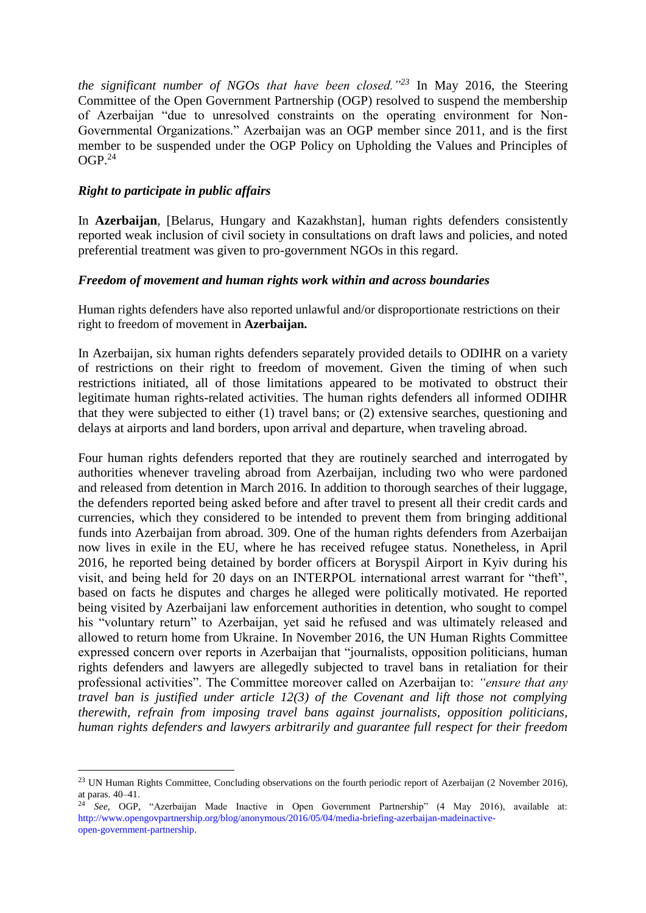*the significant number of NGOs that have been closed."*[23] In May 2016, the Steering Committee of the Open Government Partnership (OGP) resolved to suspend the membership of Azerbaijan "due to unresolved constraints on the operating environment for Non-Governmental Organizations." Azerbaijan was an OGP member since 2011, and is the first member to be suspended under the OGP Policy on Upholding the Values and Principles of OGP.[24]

### *Right to participate in public affairs*

In **Azerbaijan**, [Belarus, Hungary and Kazakhstan], human rights defenders consistently reported weak inclusion of civil society in consultations on draft laws and policies, and noted preferential treatment was given to pro-government NGOs in this regard.

### *Freedom of movement and human rights work within and across boundaries*

Human rights defenders have also reported unlawful and/or disproportionate restrictions on their right to freedom of movement in **Azerbaijan.**

In Azerbaijan, six human rights defenders separately provided details to ODIHR on a variety of restrictions on their right to freedom of movement. Given the timing of when such restrictions initiated, all of those limitations appeared to be motivated to obstruct their legitimate human rights-related activities. The human rights defenders all informed ODIHR that they were subjected to either (1) travel bans; or (2) extensive searches, questioning and delays at airports and land borders, upon arrival and departure, when traveling abroad.

Four human rights defenders reported that they are routinely searched and interrogated by authorities whenever traveling abroad from Azerbaijan, including two who were pardoned and released from detention in March 2016. In addition to thorough searches of their luggage, the defenders reported being asked before and after travel to present all their credit cards and currencies, which they considered to be intended to prevent them from bringing additional funds into Azerbaijan from abroad. 309. One of the human rights defenders from Azerbaijan now lives in exile in the EU, where he has received refugee status. Nonetheless, in April 2016, he reported being detained by border officers at Boryspil Airport in Kyiv during his visit, and being held for 20 days on an INTERPOL international arrest warrant for "theft", based on facts he disputes and charges he alleged were politically motivated. He reported being visited by Azerbaijani law enforcement authorities in detention, who sought to compel his "voluntary return" to Azerbaijan, yet said he refused and was ultimately released and allowed to return home from Ukraine. In November 2016, the UN Human Rights Committee expressed concern over reports in Azerbaijan that "journalists, opposition politicians, human rights defenders and lawyers are allegedly subjected to travel bans in retaliation for their professional activities". The Committee moreover called on Azerbaijan to: *"ensure that any travel ban is justified under article 12(3) of the Covenant and lift those not complying therewith, refrain from imposing travel bans against journalists, opposition politicians, human rights defenders and lawyers arbitrarily and guarantee full respect for their freedom*

---

[23] UN Human Rights Committee, Concluding observations on the fourth periodic report of Azerbaijan (2 November 2016), at paras. 40–41.

[24] *See*, OGP, "Azerbaijan Made Inactive in Open Government Partnership" (4 May 2016), available at: http://www.opengovpartnership.org/blog/anonymous/2016/05/04/media-briefing-azerbaijan-madeinactive-open-government-partnership.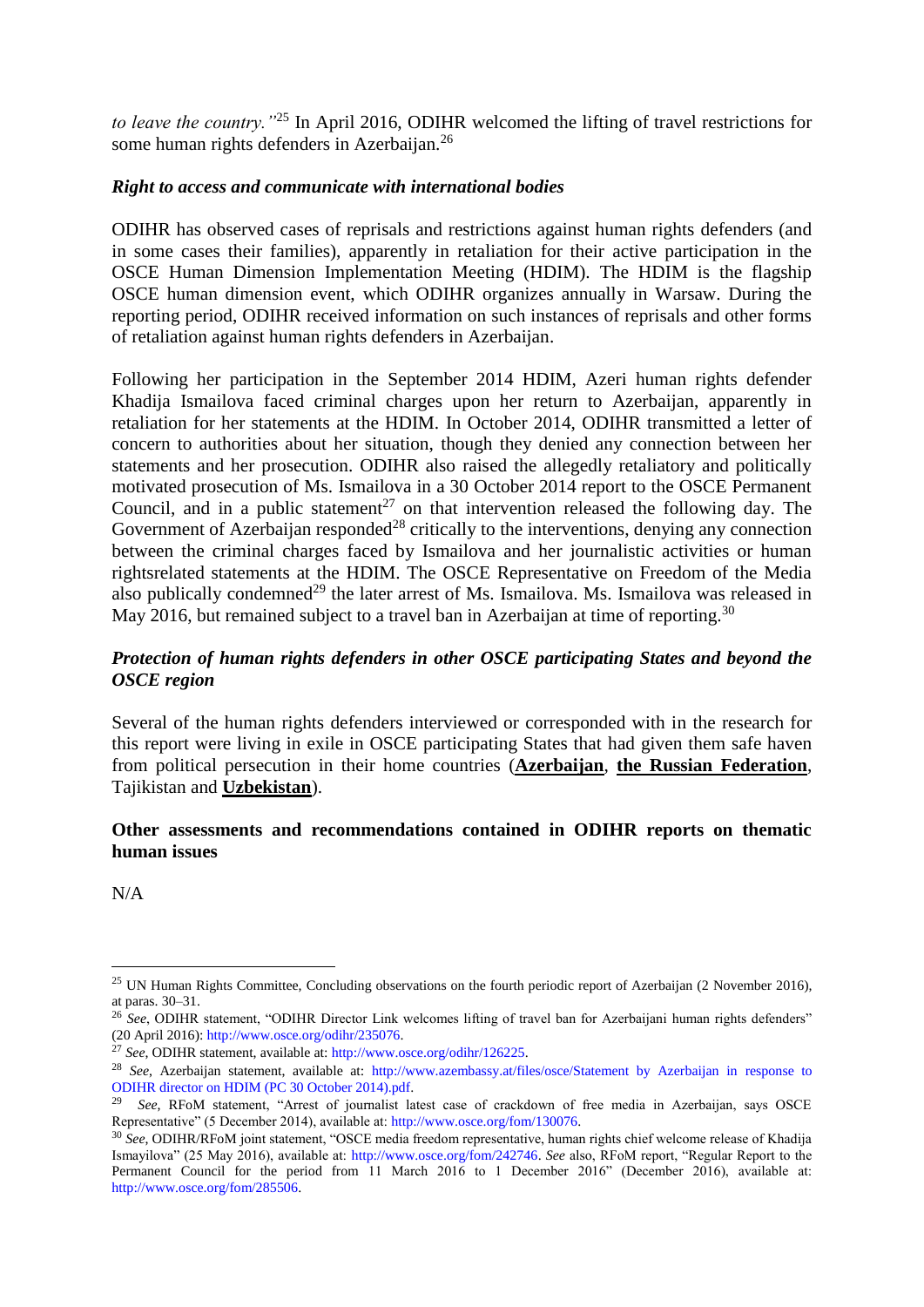*to leave the country."*[25] In April 2016, ODIHR welcomed the lifting of travel restrictions for some human rights defenders in Azerbaijan.[26]

***Right to access and communicate with international bodies***

ODIHR has observed cases of reprisals and restrictions against human rights defenders (and in some cases their families), apparently in retaliation for their active participation in the OSCE Human Dimension Implementation Meeting (HDIM). The HDIM is the flagship OSCE human dimension event, which ODIHR organizes annually in Warsaw. During the reporting period, ODIHR received information on such instances of reprisals and other forms of retaliation against human rights defenders in Azerbaijan.

Following her participation in the September 2014 HDIM, Azeri human rights defender Khadija Ismailova faced criminal charges upon her return to Azerbaijan, apparently in retaliation for her statements at the HDIM. In October 2014, ODIHR transmitted a letter of concern to authorities about her situation, though they denied any connection between her statements and her prosecution. ODIHR also raised the allegedly retaliatory and politically motivated prosecution of Ms. Ismailova in a 30 October 2014 report to the OSCE Permanent Council, and in a public statement[27] on that intervention released the following day. The Government of Azerbaijan responded[28] critically to the interventions, denying any connection between the criminal charges faced by Ismailova and her journalistic activities or human rightsrelated statements at the HDIM. The OSCE Representative on Freedom of the Media also publically condemned[29] the later arrest of Ms. Ismailova. Ms. Ismailova was released in May 2016, but remained subject to a travel ban in Azerbaijan at time of reporting.[30]

***Protection of human rights defenders in other OSCE participating States and beyond the OSCE region***

Several of the human rights defenders interviewed or corresponded with in the research for this report were living in exile in OSCE participating States that had given them safe haven from political persecution in their home countries (**Azerbaijan**, **the Russian Federation**, Tajikistan and **Uzbekistan**).

**Other assessments and recommendations contained in ODIHR reports on thematic human issues**

N/A

---

[25] UN Human Rights Committee, Concluding observations on the fourth periodic report of Azerbaijan (2 November 2016), at paras. 30–31.

[26] *See*, ODIHR statement, "ODIHR Director Link welcomes lifting of travel ban for Azerbaijani human rights defenders" (20 April 2016): http://www.osce.org/odihr/235076.

[27] *See*, ODIHR statement, available at: http://www.osce.org/odihr/126225.

[28] *See*, Azerbaijan statement, available at: http://www.azembassy.at/files/osce/Statement by Azerbaijan in response to ODIHR director on HDIM (PC 30 October 2014).pdf.

[29] *See*, RFoM statement, "Arrest of journalist latest case of crackdown of free media in Azerbaijan, says OSCE Representative" (5 December 2014), available at: http://www.osce.org/fom/130076.

[30] *See*, ODIHR/RFoM joint statement, "OSCE media freedom representative, human rights chief welcome release of Khadija Ismayilova" (25 May 2016), available at: http://www.osce.org/fom/242746. *See* also, RFoM report, "Regular Report to the Permanent Council for the period from 11 March 2016 to 1 December 2016" (December 2016), available at: http://www.osce.org/fom/285506.